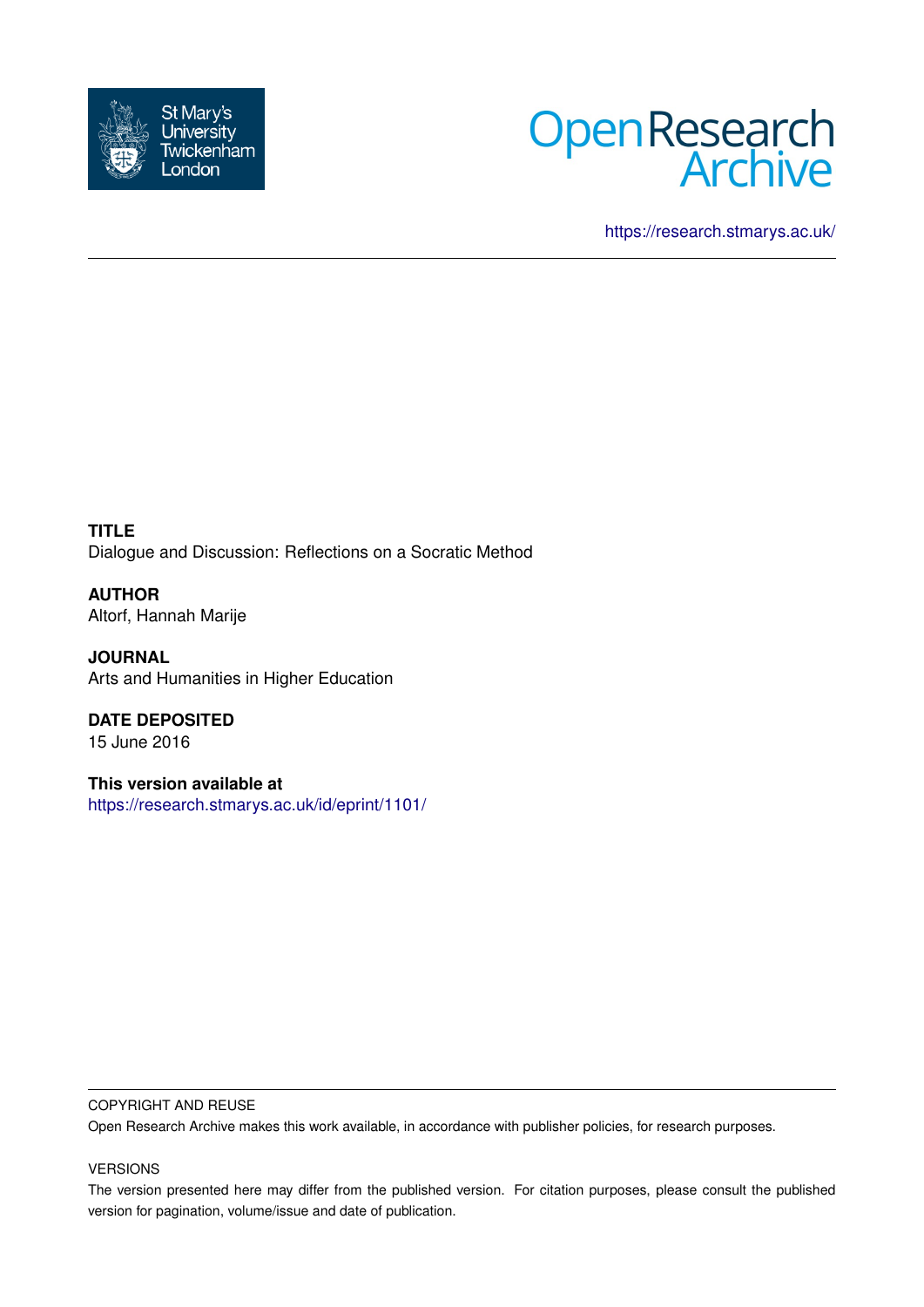St Mary's University Twickenham London

Open Research Archive

https://research.stmarys.ac.uk/

**TITLE**
Dialogue and Discussion: Reflections on a Socratic Method

**AUTHOR**
Altorf, Hannah Marije

**JOURNAL**
Arts and Humanities in Higher Education

**DATE DEPOSITED**
15 June 2016

**This version available at**
https://research.stmarys.ac.uk/id/eprint/1101/

COPYRIGHT AND REUSE

Open Research Archive makes this work available, in accordance with publisher policies, for research purposes.

VERSIONS

The version presented here may differ from the published version. For citation purposes, please consult the published version for pagination, volume/issue and date of publication.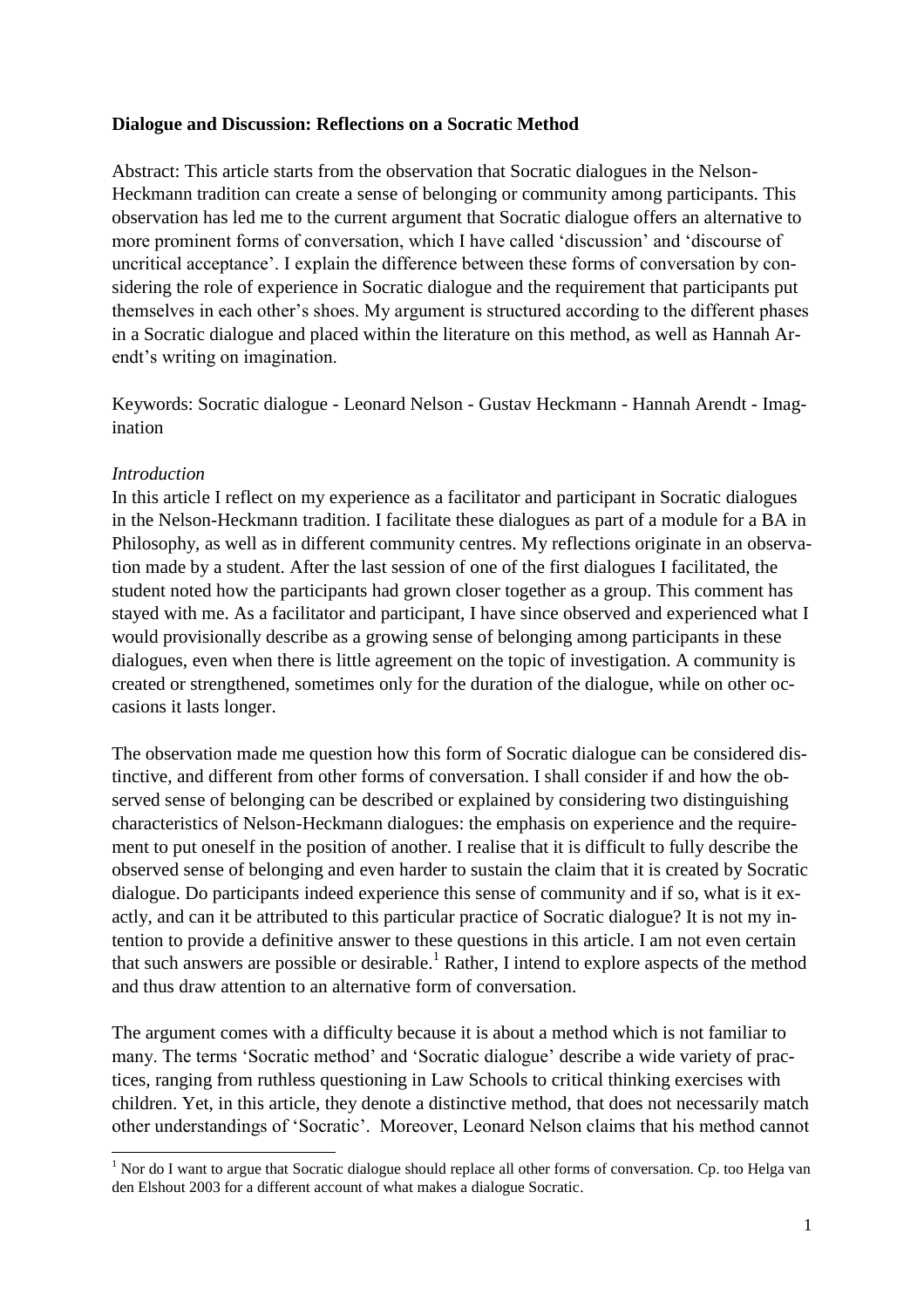**Dialogue and Discussion: Reflections on a Socratic Method**

Abstract: This article starts from the observation that Socratic dialogues in the Nelson-Heckmann tradition can create a sense of belonging or community among participants. This observation has led me to the current argument that Socratic dialogue offers an alternative to more prominent forms of conversation, which I have called 'discussion' and 'discourse of uncritical acceptance'. I explain the difference between these forms of conversation by considering the role of experience in Socratic dialogue and the requirement that participants put themselves in each other's shoes. My argument is structured according to the different phases in a Socratic dialogue and placed within the literature on this method, as well as Hannah Arendt's writing on imagination.

Keywords: Socratic dialogue - Leonard Nelson - Gustav Heckmann - Hannah Arendt - Imagination

*Introduction*

In this article I reflect on my experience as a facilitator and participant in Socratic dialogues in the Nelson-Heckmann tradition. I facilitate these dialogues as part of a module for a BA in Philosophy, as well as in different community centres. My reflections originate in an observation made by a student. After the last session of one of the first dialogues I facilitated, the student noted how the participants had grown closer together as a group. This comment has stayed with me. As a facilitator and participant, I have since observed and experienced what I would provisionally describe as a growing sense of belonging among participants in these dialogues, even when there is little agreement on the topic of investigation. A community is created or strengthened, sometimes only for the duration of the dialogue, while on other occasions it lasts longer.

The observation made me question how this form of Socratic dialogue can be considered distinctive, and different from other forms of conversation. I shall consider if and how the observed sense of belonging can be described or explained by considering two distinguishing characteristics of Nelson-Heckmann dialogues: the emphasis on experience and the requirement to put oneself in the position of another. I realise that it is difficult to fully describe the observed sense of belonging and even harder to sustain the claim that it is created by Socratic dialogue. Do participants indeed experience this sense of community and if so, what is it exactly, and can it be attributed to this particular practice of Socratic dialogue? It is not my intention to provide a definitive answer to these questions in this article. I am not even certain that such answers are possible or desirable.[1] Rather, I intend to explore aspects of the method and thus draw attention to an alternative form of conversation.

The argument comes with a difficulty because it is about a method which is not familiar to many. The terms 'Socratic method' and 'Socratic dialogue' describe a wide variety of practices, ranging from ruthless questioning in Law Schools to critical thinking exercises with children. Yet, in this article, they denote a distinctive method, that does not necessarily match other understandings of 'Socratic'. Moreover, Leonard Nelson claims that his method cannot

[1] Nor do I want to argue that Socratic dialogue should replace all other forms of conversation. Cp. too Helga van den Elshout 2003 for a different account of what makes a dialogue Socratic.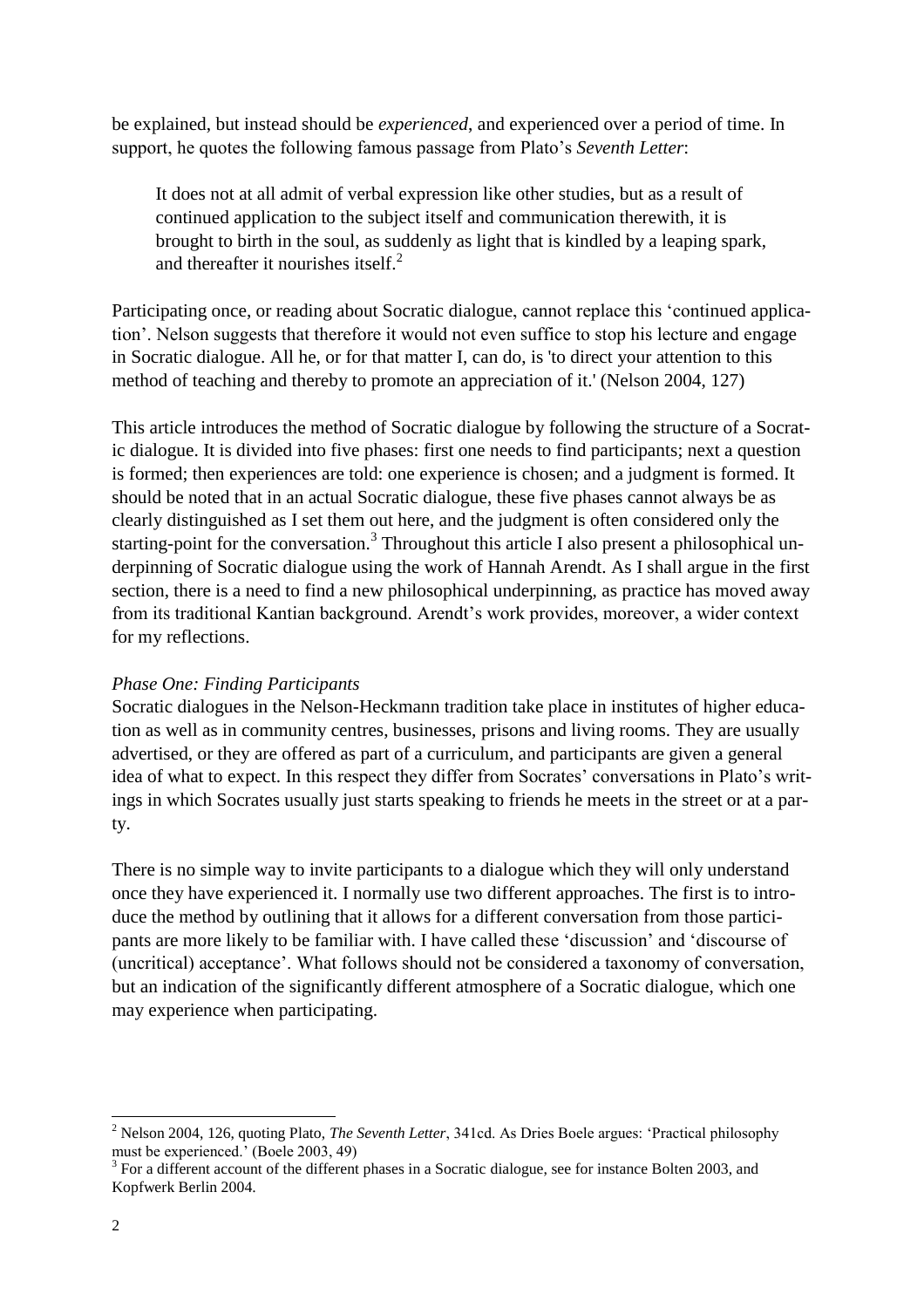be explained, but instead should be *experienced*, and experienced over a period of time. In support, he quotes the following famous passage from Plato's *Seventh Letter*:

> It does not at all admit of verbal expression like other studies, but as a result of continued application to the subject itself and communication therewith, it is brought to birth in the soul, as suddenly as light that is kindled by a leaping spark, and thereafter it nourishes itself.[2]

Participating once, or reading about Socratic dialogue, cannot replace this 'continued application'. Nelson suggests that therefore it would not even suffice to stop his lecture and engage in Socratic dialogue. All he, or for that matter I, can do, is 'to direct your attention to this method of teaching and thereby to promote an appreciation of it.' (Nelson 2004, 127)

This article introduces the method of Socratic dialogue by following the structure of a Socratic dialogue. It is divided into five phases: first one needs to find participants; next a question is formed; then experiences are told: one experience is chosen; and a judgment is formed. It should be noted that in an actual Socratic dialogue, these five phases cannot always be as clearly distinguished as I set them out here, and the judgment is often considered only the starting-point for the conversation.[3] Throughout this article I also present a philosophical underpinning of Socratic dialogue using the work of Hannah Arendt. As I shall argue in the first section, there is a need to find a new philosophical underpinning, as practice has moved away from its traditional Kantian background. Arendt's work provides, moreover, a wider context for my reflections.

*Phase One: Finding Participants*

Socratic dialogues in the Nelson-Heckmann tradition take place in institutes of higher education as well as in community centres, businesses, prisons and living rooms. They are usually advertised, or they are offered as part of a curriculum, and participants are given a general idea of what to expect. In this respect they differ from Socrates' conversations in Plato's writings in which Socrates usually just starts speaking to friends he meets in the street or at a party.

There is no simple way to invite participants to a dialogue which they will only understand once they have experienced it. I normally use two different approaches. The first is to introduce the method by outlining that it allows for a different conversation from those participants are more likely to be familiar with. I have called these 'discussion' and 'discourse of (uncritical) acceptance'. What follows should not be considered a taxonomy of conversation, but an indication of the significantly different atmosphere of a Socratic dialogue, which one may experience when participating.

---

[2] Nelson 2004, 126, quoting Plato, *The Seventh Letter*, 341cd. As Dries Boele argues: 'Practical philosophy must be experienced.' (Boele 2003, 49)

[3] For a different account of the different phases in a Socratic dialogue, see for instance Bolten 2003, and Kopfwerk Berlin 2004.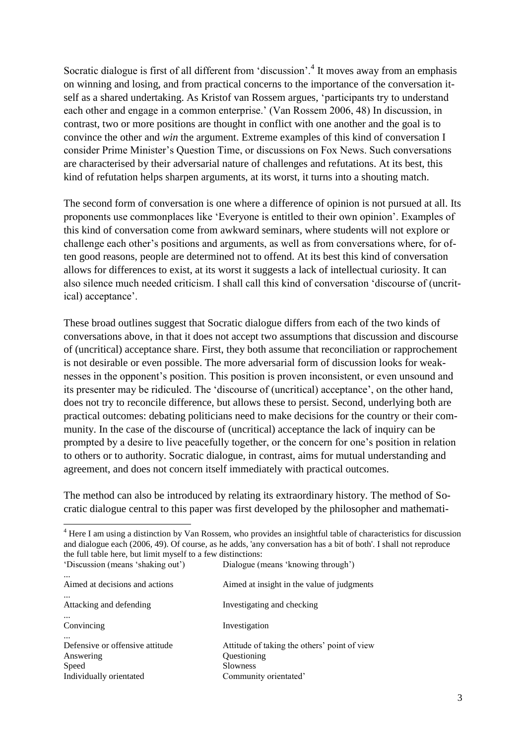Socratic dialogue is first of all different from 'discussion'.[4] It moves away from an emphasis on winning and losing, and from practical concerns to the importance of the conversation itself as a shared undertaking. As Kristof van Rossem argues, 'participants try to understand each other and engage in a common enterprise.' (Van Rossem 2006, 48) In discussion, in contrast, two or more positions are thought in conflict with one another and the goal is to convince the other and *win* the argument. Extreme examples of this kind of conversation I consider Prime Minister's Question Time, or discussions on Fox News. Such conversations are characterised by their adversarial nature of challenges and refutations. At its best, this kind of refutation helps sharpen arguments, at its worst, it turns into a shouting match.

The second form of conversation is one where a difference of opinion is not pursued at all. Its proponents use commonplaces like 'Everyone is entitled to their own opinion'. Examples of this kind of conversation come from awkward seminars, where students will not explore or challenge each other's positions and arguments, as well as from conversations where, for often good reasons, people are determined not to offend. At its best this kind of conversation allows for differences to exist, at its worst it suggests a lack of intellectual curiosity. It can also silence much needed criticism. I shall call this kind of conversation 'discourse of (uncritical) acceptance'.

These broad outlines suggest that Socratic dialogue differs from each of the two kinds of conversations above, in that it does not accept two assumptions that discussion and discourse of (uncritical) acceptance share. First, they both assume that reconciliation or rapprochement is not desirable or even possible. The more adversarial form of discussion looks for weaknesses in the opponent's position. This position is proven inconsistent, or even unsound and its presenter may be ridiculed. The 'discourse of (uncritical) acceptance', on the other hand, does not try to reconcile difference, but allows these to persist. Second, underlying both are practical outcomes: debating politicians need to make decisions for the country or their community. In the case of the discourse of (uncritical) acceptance the lack of inquiry can be prompted by a desire to live peacefully together, or the concern for one's position in relation to others or to authority. Socratic dialogue, in contrast, aims for mutual understanding and agreement, and does not concern itself immediately with practical outcomes.

The method can also be introduced by relating its extraordinary history. The method of Socratic dialogue central to this paper was first developed by the philosopher and mathemati-

---

[4] Here I am using a distinction by Van Rossem, who provides an insightful table of characteristics for discussion and dialogue each (2006, 49). Of course, as he adds, 'any conversation has a bit of both'. I shall not reproduce the full table here, but limit myself to a few distinctions:

| | |
|---|---|
| 'Discussion (means 'shaking out') | Dialogue (means 'knowing through') |
| ... | |
| Aimed at decisions and actions | Aimed at insight in the value of judgments |
| ... | |
| Attacking and defending | Investigating and checking |
| ... | |
| Convincing | Investigation |
| ... | |
| Defensive or offensive attitude | Attitude of taking the others' point of view |
| Answering | Questioning |
| Speed | Slowness |
| Individually orientated | Community orientated' |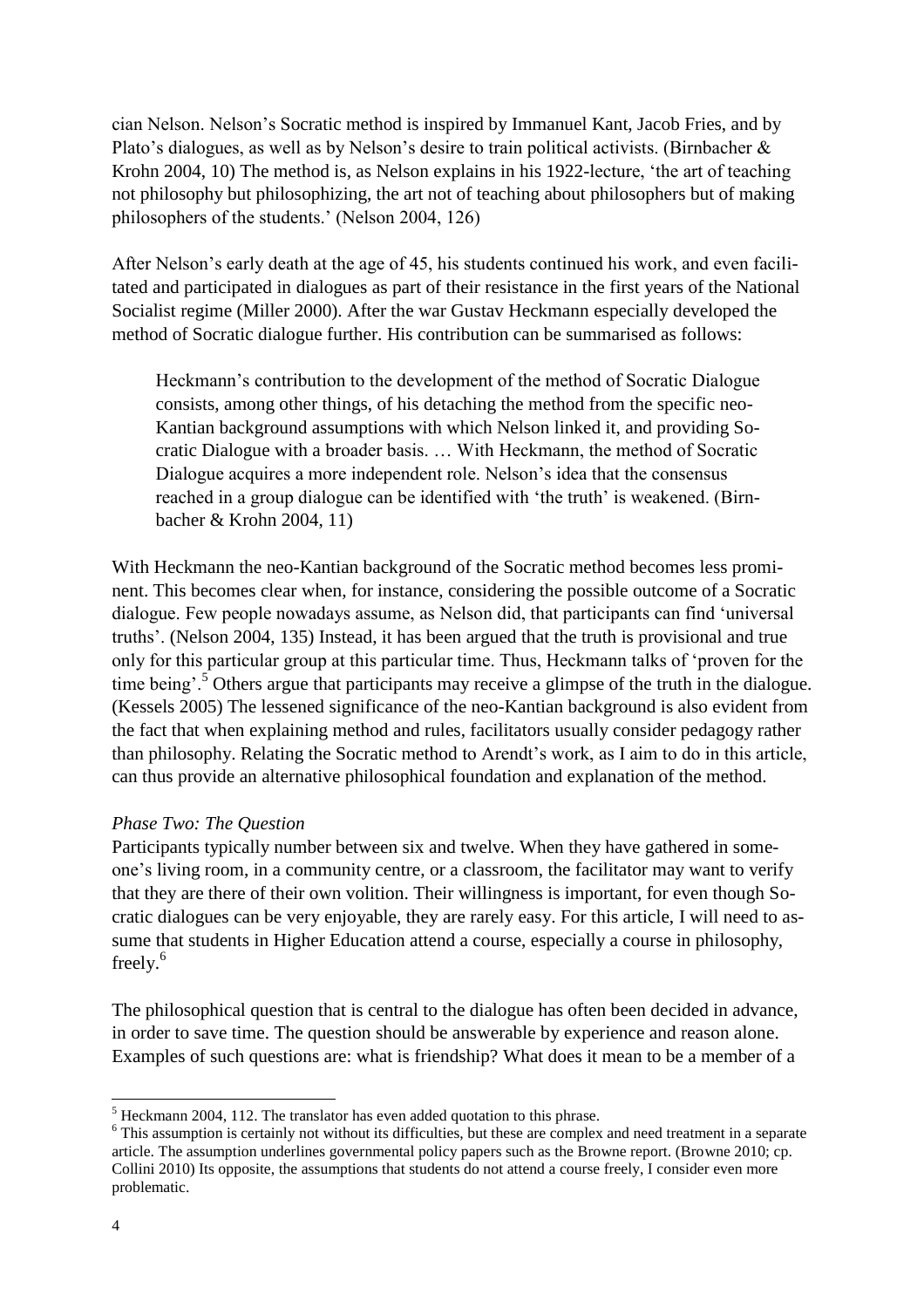cian Nelson. Nelson's Socratic method is inspired by Immanuel Kant, Jacob Fries, and by Plato's dialogues, as well as by Nelson's desire to train political activists. (Birnbacher & Krohn 2004, 10) The method is, as Nelson explains in his 1922-lecture, 'the art of teaching not philosophy but philosophizing, the art not of teaching about philosophers but of making philosophers of the students.' (Nelson 2004, 126)

After Nelson's early death at the age of 45, his students continued his work, and even facilitated and participated in dialogues as part of their resistance in the first years of the National Socialist regime (Miller 2000). After the war Gustav Heckmann especially developed the method of Socratic dialogue further. His contribution can be summarised as follows:

> Heckmann's contribution to the development of the method of Socratic Dialogue consists, among other things, of his detaching the method from the specific neo-Kantian background assumptions with which Nelson linked it, and providing Socratic Dialogue with a broader basis. … With Heckmann, the method of Socratic Dialogue acquires a more independent role. Nelson's idea that the consensus reached in a group dialogue can be identified with 'the truth' is weakened. (Birnbacher & Krohn 2004, 11)

With Heckmann the neo-Kantian background of the Socratic method becomes less prominent. This becomes clear when, for instance, considering the possible outcome of a Socratic dialogue. Few people nowadays assume, as Nelson did, that participants can find 'universal truths'. (Nelson 2004, 135) Instead, it has been argued that the truth is provisional and true only for this particular group at this particular time. Thus, Heckmann talks of 'proven for the time being'.[5] Others argue that participants may receive a glimpse of the truth in the dialogue. (Kessels 2005) The lessened significance of the neo-Kantian background is also evident from the fact that when explaining method and rules, facilitators usually consider pedagogy rather than philosophy. Relating the Socratic method to Arendt's work, as I aim to do in this article, can thus provide an alternative philosophical foundation and explanation of the method.

*Phase Two: The Question*

Participants typically number between six and twelve. When they have gathered in someone's living room, in a community centre, or a classroom, the facilitator may want to verify that they are there of their own volition. Their willingness is important, for even though Socratic dialogues can be very enjoyable, they are rarely easy. For this article, I will need to assume that students in Higher Education attend a course, especially a course in philosophy, freely.[6]

The philosophical question that is central to the dialogue has often been decided in advance, in order to save time. The question should be answerable by experience and reason alone. Examples of such questions are: what is friendship? What does it mean to be a member of a

---

[5] Heckmann 2004, 112. The translator has even added quotation to this phrase.

[6] This assumption is certainly not without its difficulties, but these are complex and need treatment in a separate article. The assumption underlines governmental policy papers such as the Browne report. (Browne 2010; cp. Collini 2010) Its opposite, the assumptions that students do not attend a course freely, I consider even more problematic.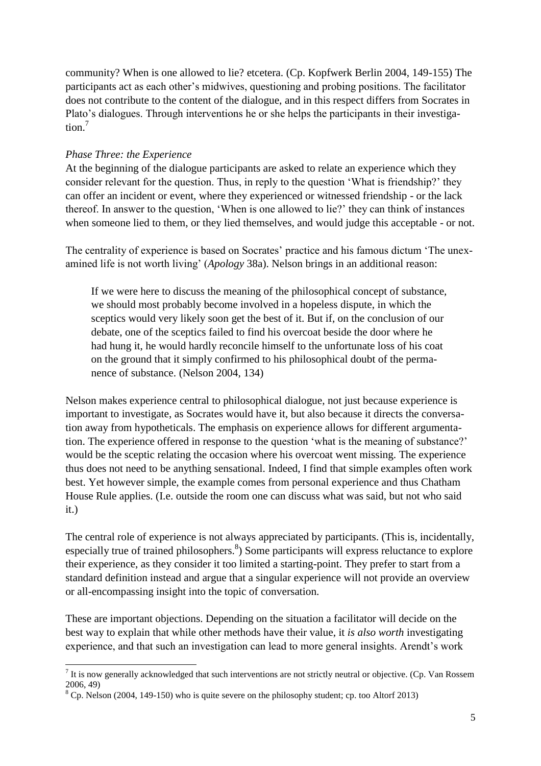community? When is one allowed to lie? etcetera. (Cp. Kopfwerk Berlin 2004, 149-155) The participants act as each other's midwives, questioning and probing positions. The facilitator does not contribute to the content of the dialogue, and in this respect differs from Socrates in Plato's dialogues. Through interventions he or she helps the participants in their investigation.[7]

*Phase Three: the Experience*

At the beginning of the dialogue participants are asked to relate an experience which they consider relevant for the question. Thus, in reply to the question 'What is friendship?' they can offer an incident or event, where they experienced or witnessed friendship - or the lack thereof. In answer to the question, 'When is one allowed to lie?' they can think of instances when someone lied to them, or they lied themselves, and would judge this acceptable - or not.

The centrality of experience is based on Socrates' practice and his famous dictum 'The unexamined life is not worth living' (*Apology* 38a). Nelson brings in an additional reason:

> If we were here to discuss the meaning of the philosophical concept of substance, we should most probably become involved in a hopeless dispute, in which the sceptics would very likely soon get the best of it. But if, on the conclusion of our debate, one of the sceptics failed to find his overcoat beside the door where he had hung it, he would hardly reconcile himself to the unfortunate loss of his coat on the ground that it simply confirmed to his philosophical doubt of the permanence of substance. (Nelson 2004, 134)

Nelson makes experience central to philosophical dialogue, not just because experience is important to investigate, as Socrates would have it, but also because it directs the conversation away from hypotheticals. The emphasis on experience allows for different argumentation. The experience offered in response to the question 'what is the meaning of substance?' would be the sceptic relating the occasion where his overcoat went missing. The experience thus does not need to be anything sensational. Indeed, I find that simple examples often work best. Yet however simple, the example comes from personal experience and thus Chatham House Rule applies. (I.e. outside the room one can discuss what was said, but not who said it.)

The central role of experience is not always appreciated by participants. (This is, incidentally, especially true of trained philosophers.[8]) Some participants will express reluctance to explore their experience, as they consider it too limited a starting-point. They prefer to start from a standard definition instead and argue that a singular experience will not provide an overview or all-encompassing insight into the topic of conversation.

These are important objections. Depending on the situation a facilitator will decide on the best way to explain that while other methods have their value, it *is also worth* investigating experience, and that such an investigation can lead to more general insights. Arendt's work

---

[7] It is now generally acknowledged that such interventions are not strictly neutral or objective. (Cp. Van Rossem 2006, 49)

[8] Cp. Nelson (2004, 149-150) who is quite severe on the philosophy student; cp. too Altorf 2013)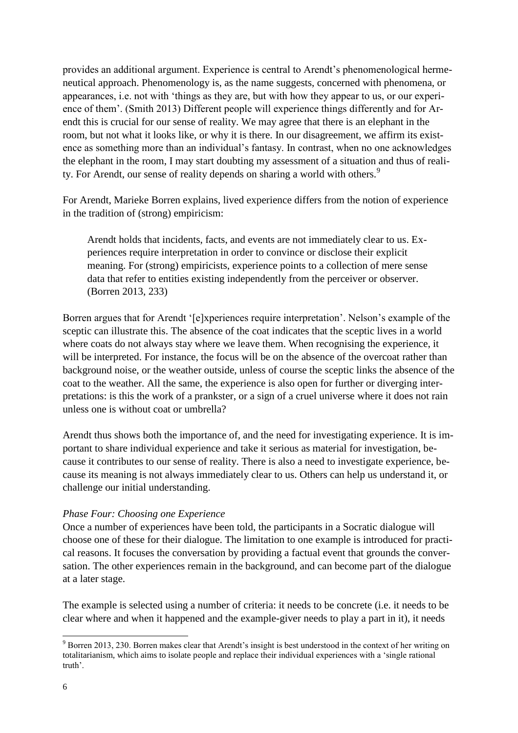provides an additional argument. Experience is central to Arendt's phenomenological hermeneutical approach. Phenomenology is, as the name suggests, concerned with phenomena, or appearances, i.e. not with 'things as they are, but with how they appear to us, or our experience of them'. (Smith 2013) Different people will experience things differently and for Arendt this is crucial for our sense of reality. We may agree that there is an elephant in the room, but not what it looks like, or why it is there. In our disagreement, we affirm its existence as something more than an individual's fantasy. In contrast, when no one acknowledges the elephant in the room, I may start doubting my assessment of a situation and thus of reality. For Arendt, our sense of reality depends on sharing a world with others.[9]

For Arendt, Marieke Borren explains, lived experience differs from the notion of experience in the tradition of (strong) empiricism:

> Arendt holds that incidents, facts, and events are not immediately clear to us. Experiences require interpretation in order to convince or disclose their explicit meaning. For (strong) empiricists, experience points to a collection of mere sense data that refer to entities existing independently from the perceiver or observer. (Borren 2013, 233)

Borren argues that for Arendt '[e]xperiences require interpretation'. Nelson's example of the sceptic can illustrate this. The absence of the coat indicates that the sceptic lives in a world where coats do not always stay where we leave them. When recognising the experience, it will be interpreted. For instance, the focus will be on the absence of the overcoat rather than background noise, or the weather outside, unless of course the sceptic links the absence of the coat to the weather. All the same, the experience is also open for further or diverging interpretations: is this the work of a prankster, or a sign of a cruel universe where it does not rain unless one is without coat or umbrella?

Arendt thus shows both the importance of, and the need for investigating experience. It is important to share individual experience and take it serious as material for investigation, because it contributes to our sense of reality. There is also a need to investigate experience, because its meaning is not always immediately clear to us. Others can help us understand it, or challenge our initial understanding.

*Phase Four: Choosing one Experience*

Once a number of experiences have been told, the participants in a Socratic dialogue will choose one of these for their dialogue. The limitation to one example is introduced for practical reasons. It focuses the conversation by providing a factual event that grounds the conversation. The other experiences remain in the background, and can become part of the dialogue at a later stage.

The example is selected using a number of criteria: it needs to be concrete (i.e. it needs to be clear where and when it happened and the example-giver needs to play a part in it), it needs

[9] Borren 2013, 230. Borren makes clear that Arendt's insight is best understood in the context of her writing on totalitarianism, which aims to isolate people and replace their individual experiences with a 'single rational truth'.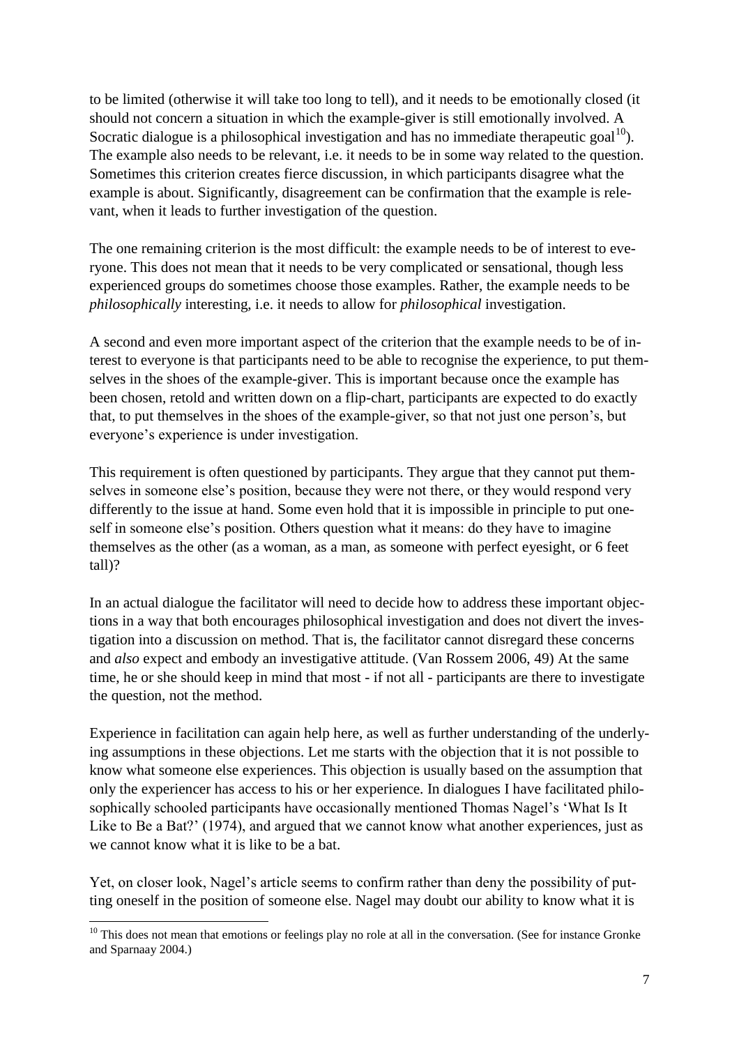to be limited (otherwise it will take too long to tell), and it needs to be emotionally closed (it should not concern a situation in which the example-giver is still emotionally involved. A Socratic dialogue is a philosophical investigation and has no immediate therapeutic goal[10]). The example also needs to be relevant, i.e. it needs to be in some way related to the question. Sometimes this criterion creates fierce discussion, in which participants disagree what the example is about. Significantly, disagreement can be confirmation that the example is relevant, when it leads to further investigation of the question.

The one remaining criterion is the most difficult: the example needs to be of interest to everyone. This does not mean that it needs to be very complicated or sensational, though less experienced groups do sometimes choose those examples. Rather, the example needs to be *philosophically* interesting, i.e. it needs to allow for *philosophical* investigation.

A second and even more important aspect of the criterion that the example needs to be of interest to everyone is that participants need to be able to recognise the experience, to put themselves in the shoes of the example-giver. This is important because once the example has been chosen, retold and written down on a flip-chart, participants are expected to do exactly that, to put themselves in the shoes of the example-giver, so that not just one person's, but everyone's experience is under investigation.

This requirement is often questioned by participants. They argue that they cannot put themselves in someone else's position, because they were not there, or they would respond very differently to the issue at hand. Some even hold that it is impossible in principle to put oneself in someone else's position. Others question what it means: do they have to imagine themselves as the other (as a woman, as a man, as someone with perfect eyesight, or 6 feet tall)?

In an actual dialogue the facilitator will need to decide how to address these important objections in a way that both encourages philosophical investigation and does not divert the investigation into a discussion on method. That is, the facilitator cannot disregard these concerns and *also* expect and embody an investigative attitude. (Van Rossem 2006, 49) At the same time, he or she should keep in mind that most - if not all - participants are there to investigate the question, not the method.

Experience in facilitation can again help here, as well as further understanding of the underlying assumptions in these objections. Let me starts with the objection that it is not possible to know what someone else experiences. This objection is usually based on the assumption that only the experiencer has access to his or her experience. In dialogues I have facilitated philosophically schooled participants have occasionally mentioned Thomas Nagel's 'What Is It Like to Be a Bat?' (1974), and argued that we cannot know what another experiences, just as we cannot know what it is like to be a bat.

Yet, on closer look, Nagel's article seems to confirm rather than deny the possibility of putting oneself in the position of someone else. Nagel may doubt our ability to know what it is

[10] This does not mean that emotions or feelings play no role at all in the conversation. (See for instance Gronke and Sparnaay 2004.)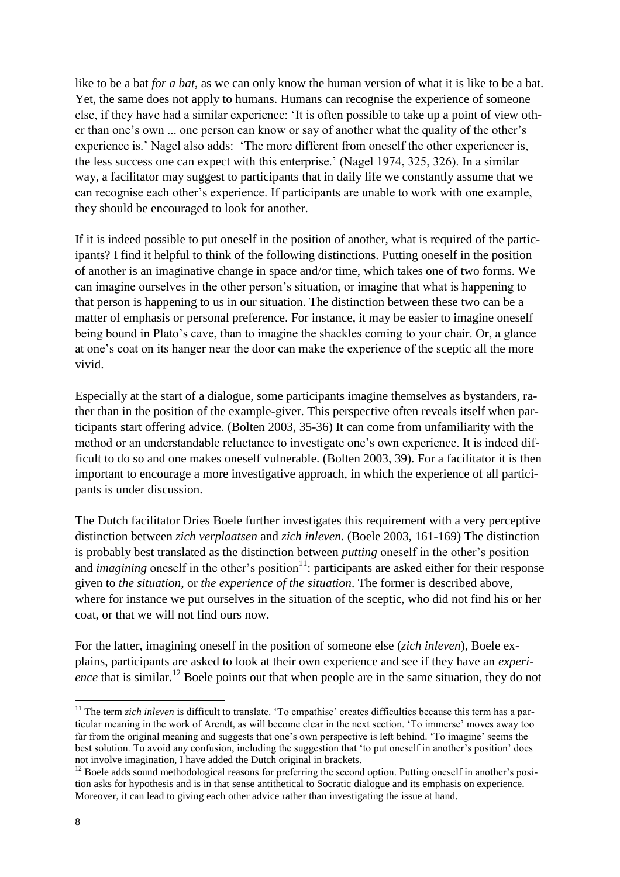like to be a bat *for a bat*, as we can only know the human version of what it is like to be a bat. Yet, the same does not apply to humans. Humans can recognise the experience of someone else, if they have had a similar experience: 'It is often possible to take up a point of view other than one's own ... one person can know or say of another what the quality of the other's experience is.' Nagel also adds: 'The more different from oneself the other experiencer is, the less success one can expect with this enterprise.' (Nagel 1974, 325, 326). In a similar way, a facilitator may suggest to participants that in daily life we constantly assume that we can recognise each other's experience. If participants are unable to work with one example, they should be encouraged to look for another.

If it is indeed possible to put oneself in the position of another, what is required of the participants? I find it helpful to think of the following distinctions. Putting oneself in the position of another is an imaginative change in space and/or time, which takes one of two forms. We can imagine ourselves in the other person's situation, or imagine that what is happening to that person is happening to us in our situation. The distinction between these two can be a matter of emphasis or personal preference. For instance, it may be easier to imagine oneself being bound in Plato's cave, than to imagine the shackles coming to your chair. Or, a glance at one's coat on its hanger near the door can make the experience of the sceptic all the more vivid.

Especially at the start of a dialogue, some participants imagine themselves as bystanders, rather than in the position of the example-giver. This perspective often reveals itself when participants start offering advice. (Bolten 2003, 35-36) It can come from unfamiliarity with the method or an understandable reluctance to investigate one's own experience. It is indeed difficult to do so and one makes oneself vulnerable. (Bolten 2003, 39). For a facilitator it is then important to encourage a more investigative approach, in which the experience of all participants is under discussion.

The Dutch facilitator Dries Boele further investigates this requirement with a very perceptive distinction between *zich verplaatsen* and *zich inleven*. (Boele 2003, 161-169) The distinction is probably best translated as the distinction between *putting* oneself in the other's position and *imagining* oneself in the other's position[11]: participants are asked either for their response given to *the situation*, or *the experience of the situation*. The former is described above, where for instance we put ourselves in the situation of the sceptic, who did not find his or her coat, or that we will not find ours now.

For the latter, imagining oneself in the position of someone else (*zich inleven*), Boele explains, participants are asked to look at their own experience and see if they have an *experience* that is similar.[12] Boele points out that when people are in the same situation, they do not

---

[11] The term *zich inleven* is difficult to translate. 'To empathise' creates difficulties because this term has a particular meaning in the work of Arendt, as will become clear in the next section. 'To immerse' moves away too far from the original meaning and suggests that one's own perspective is left behind. 'To imagine' seems the best solution. To avoid any confusion, including the suggestion that 'to put oneself in another's position' does not involve imagination, I have added the Dutch original in brackets.

[12] Boele adds sound methodological reasons for preferring the second option. Putting oneself in another's position asks for hypothesis and is in that sense antithetical to Socratic dialogue and its emphasis on experience. Moreover, it can lead to giving each other advice rather than investigating the issue at hand.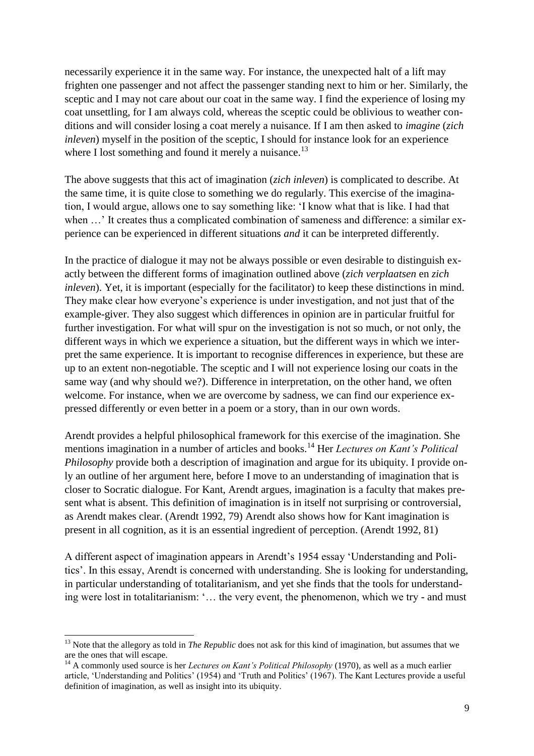necessarily experience it in the same way. For instance, the unexpected halt of a lift may frighten one passenger and not affect the passenger standing next to him or her. Similarly, the sceptic and I may not care about our coat in the same way. I find the experience of losing my coat unsettling, for I am always cold, whereas the sceptic could be oblivious to weather conditions and will consider losing a coat merely a nuisance. If I am then asked to *imagine* (*zich inleven*) myself in the position of the sceptic, I should for instance look for an experience where I lost something and found it merely a nuisance.[13]

The above suggests that this act of imagination (*zich inleven*) is complicated to describe. At the same time, it is quite close to something we do regularly. This exercise of the imagination, I would argue, allows one to say something like: 'I know what that is like. I had that when …' It creates thus a complicated combination of sameness and difference: a similar experience can be experienced in different situations *and* it can be interpreted differently.

In the practice of dialogue it may not be always possible or even desirable to distinguish exactly between the different forms of imagination outlined above (*zich verplaatsen* en *zich inleven*). Yet, it is important (especially for the facilitator) to keep these distinctions in mind. They make clear how everyone's experience is under investigation, and not just that of the example-giver. They also suggest which differences in opinion are in particular fruitful for further investigation. For what will spur on the investigation is not so much, or not only, the different ways in which we experience a situation, but the different ways in which we interpret the same experience. It is important to recognise differences in experience, but these are up to an extent non-negotiable. The sceptic and I will not experience losing our coats in the same way (and why should we?). Difference in interpretation, on the other hand, we often welcome. For instance, when we are overcome by sadness, we can find our experience expressed differently or even better in a poem or a story, than in our own words.

Arendt provides a helpful philosophical framework for this exercise of the imagination. She mentions imagination in a number of articles and books.[14] Her *Lectures on Kant's Political Philosophy* provide both a description of imagination and argue for its ubiquity. I provide only an outline of her argument here, before I move to an understanding of imagination that is closer to Socratic dialogue. For Kant, Arendt argues, imagination is a faculty that makes present what is absent. This definition of imagination is in itself not surprising or controversial, as Arendt makes clear. (Arendt 1992, 79) Arendt also shows how for Kant imagination is present in all cognition, as it is an essential ingredient of perception. (Arendt 1992, 81)

A different aspect of imagination appears in Arendt's 1954 essay 'Understanding and Politics'. In this essay, Arendt is concerned with understanding. She is looking for understanding, in particular understanding of totalitarianism, and yet she finds that the tools for understanding were lost in totalitarianism: '… the very event, the phenomenon, which we try - and must

---

[13] Note that the allegory as told in *The Republic* does not ask for this kind of imagination, but assumes that we are the ones that will escape.

[14] A commonly used source is her *Lectures on Kant's Political Philosophy* (1970), as well as a much earlier article, 'Understanding and Politics' (1954) and 'Truth and Politics' (1967). The Kant Lectures provide a useful definition of imagination, as well as insight into its ubiquity.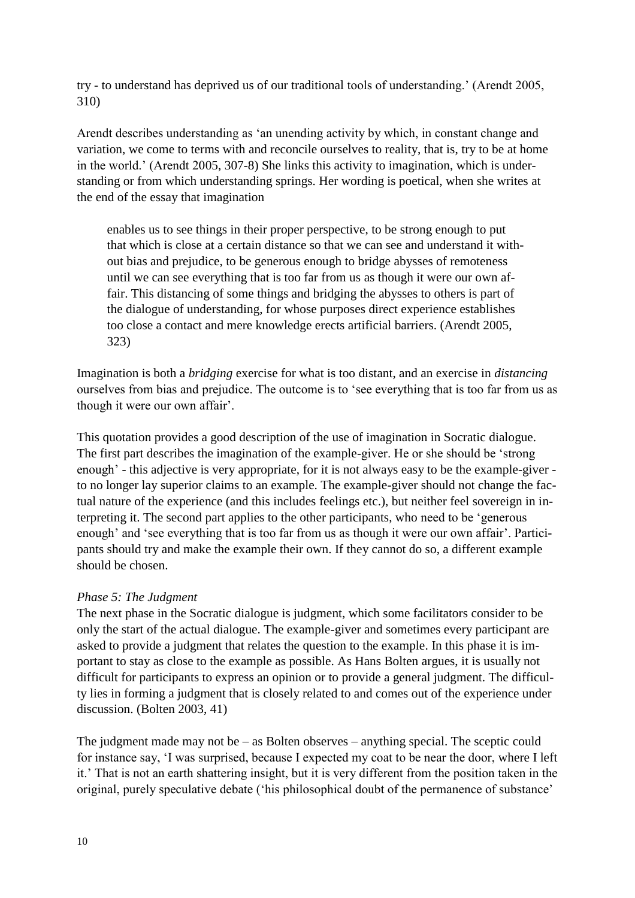try - to understand has deprived us of our traditional tools of understanding.' (Arendt 2005, 310)

Arendt describes understanding as 'an unending activity by which, in constant change and variation, we come to terms with and reconcile ourselves to reality, that is, try to be at home in the world.' (Arendt 2005, 307-8) She links this activity to imagination, which is understanding or from which understanding springs. Her wording is poetical, when she writes at the end of the essay that imagination

> enables us to see things in their proper perspective, to be strong enough to put that which is close at a certain distance so that we can see and understand it without bias and prejudice, to be generous enough to bridge abysses of remoteness until we can see everything that is too far from us as though it were our own affair. This distancing of some things and bridging the abysses to others is part of the dialogue of understanding, for whose purposes direct experience establishes too close a contact and mere knowledge erects artificial barriers. (Arendt 2005, 323)

Imagination is both a *bridging* exercise for what is too distant, and an exercise in *distancing* ourselves from bias and prejudice. The outcome is to 'see everything that is too far from us as though it were our own affair'.

This quotation provides a good description of the use of imagination in Socratic dialogue. The first part describes the imagination of the example-giver. He or she should be 'strong enough' - this adjective is very appropriate, for it is not always easy to be the example-giver - to no longer lay superior claims to an example. The example-giver should not change the factual nature of the experience (and this includes feelings etc.), but neither feel sovereign in interpreting it. The second part applies to the other participants, who need to be 'generous enough' and 'see everything that is too far from us as though it were our own affair'. Participants should try and make the example their own. If they cannot do so, a different example should be chosen.

*Phase 5: The Judgment*

The next phase in the Socratic dialogue is judgment, which some facilitators consider to be only the start of the actual dialogue. The example-giver and sometimes every participant are asked to provide a judgment that relates the question to the example. In this phase it is important to stay as close to the example as possible. As Hans Bolten argues, it is usually not difficult for participants to express an opinion or to provide a general judgment. The difficulty lies in forming a judgment that is closely related to and comes out of the experience under discussion. (Bolten 2003, 41)

The judgment made may not be – as Bolten observes – anything special. The sceptic could for instance say, 'I was surprised, because I expected my coat to be near the door, where I left it.' That is not an earth shattering insight, but it is very different from the position taken in the original, purely speculative debate ('his philosophical doubt of the permanence of substance'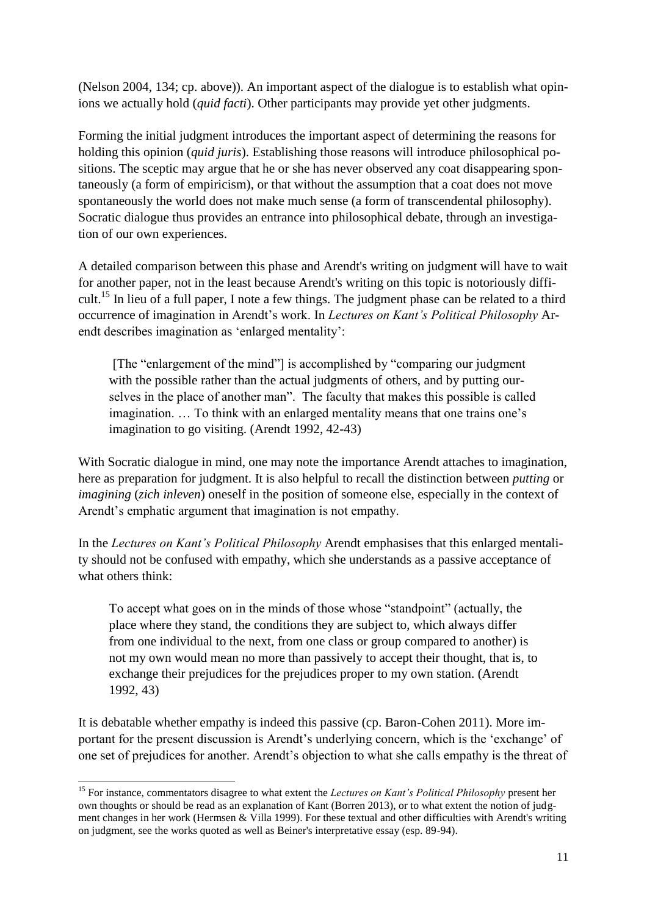(Nelson 2004, 134; cp. above)). An important aspect of the dialogue is to establish what opinions we actually hold (*quid facti*). Other participants may provide yet other judgments.

Forming the initial judgment introduces the important aspect of determining the reasons for holding this opinion (*quid juris*). Establishing those reasons will introduce philosophical positions. The sceptic may argue that he or she has never observed any coat disappearing spontaneously (a form of empiricism), or that without the assumption that a coat does not move spontaneously the world does not make much sense (a form of transcendental philosophy). Socratic dialogue thus provides an entrance into philosophical debate, through an investigation of our own experiences.

A detailed comparison between this phase and Arendt's writing on judgment will have to wait for another paper, not in the least because Arendt's writing on this topic is notoriously difficult.[15] In lieu of a full paper, I note a few things. The judgment phase can be related to a third occurrence of imagination in Arendt's work. In *Lectures on Kant's Political Philosophy* Arendt describes imagination as 'enlarged mentality':

> [The "enlargement of the mind"] is accomplished by "comparing our judgment with the possible rather than the actual judgments of others, and by putting ourselves in the place of another man". The faculty that makes this possible is called imagination. … To think with an enlarged mentality means that one trains one's imagination to go visiting. (Arendt 1992, 42-43)

With Socratic dialogue in mind, one may note the importance Arendt attaches to imagination, here as preparation for judgment. It is also helpful to recall the distinction between *putting* or *imagining* (*zich inleven*) oneself in the position of someone else, especially in the context of Arendt's emphatic argument that imagination is not empathy.

In the *Lectures on Kant's Political Philosophy* Arendt emphasises that this enlarged mentality should not be confused with empathy, which she understands as a passive acceptance of what others think:

> To accept what goes on in the minds of those whose "standpoint" (actually, the place where they stand, the conditions they are subject to, which always differ from one individual to the next, from one class or group compared to another) is not my own would mean no more than passively to accept their thought, that is, to exchange their prejudices for the prejudices proper to my own station. (Arendt 1992, 43)

It is debatable whether empathy is indeed this passive (cp. Baron-Cohen 2011). More important for the present discussion is Arendt's underlying concern, which is the 'exchange' of one set of prejudices for another. Arendt's objection to what she calls empathy is the threat of

---

[15] For instance, commentators disagree to what extent the *Lectures on Kant's Political Philosophy* present her own thoughts or should be read as an explanation of Kant (Borren 2013), or to what extent the notion of judgment changes in her work (Hermsen & Villa 1999). For these textual and other difficulties with Arendt's writing on judgment, see the works quoted as well as Beiner's interpretative essay (esp. 89-94).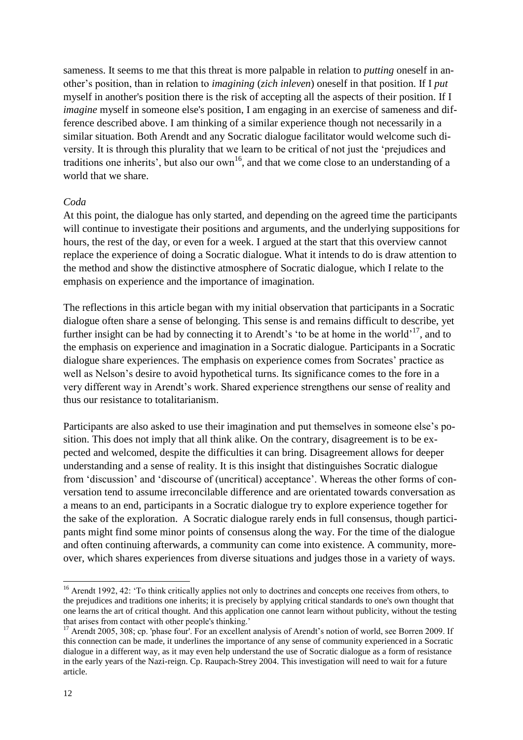sameness. It seems to me that this threat is more palpable in relation to *putting* oneself in another's position, than in relation to *imagining* (*zich inleven*) oneself in that position. If I *put* myself in another's position there is the risk of accepting all the aspects of their position. If I *imagine* myself in someone else's position, I am engaging in an exercise of sameness and difference described above. I am thinking of a similar experience though not necessarily in a similar situation. Both Arendt and any Socratic dialogue facilitator would welcome such diversity. It is through this plurality that we learn to be critical of not just the 'prejudices and traditions one inherits', but also our own[16], and that we come close to an understanding of a world that we share.

*Coda*

At this point, the dialogue has only started, and depending on the agreed time the participants will continue to investigate their positions and arguments, and the underlying suppositions for hours, the rest of the day, or even for a week. I argued at the start that this overview cannot replace the experience of doing a Socratic dialogue. What it intends to do is draw attention to the method and show the distinctive atmosphere of Socratic dialogue, which I relate to the emphasis on experience and the importance of imagination.

The reflections in this article began with my initial observation that participants in a Socratic dialogue often share a sense of belonging. This sense is and remains difficult to describe, yet further insight can be had by connecting it to Arendt's 'to be at home in the world'[17], and to the emphasis on experience and imagination in a Socratic dialogue. Participants in a Socratic dialogue share experiences. The emphasis on experience comes from Socrates' practice as well as Nelson's desire to avoid hypothetical turns. Its significance comes to the fore in a very different way in Arendt's work. Shared experience strengthens our sense of reality and thus our resistance to totalitarianism.

Participants are also asked to use their imagination and put themselves in someone else's position. This does not imply that all think alike. On the contrary, disagreement is to be expected and welcomed, despite the difficulties it can bring. Disagreement allows for deeper understanding and a sense of reality. It is this insight that distinguishes Socratic dialogue from 'discussion' and 'discourse of (uncritical) acceptance'. Whereas the other forms of conversation tend to assume irreconcilable difference and are orientated towards conversation as a means to an end, participants in a Socratic dialogue try to explore experience together for the sake of the exploration. A Socratic dialogue rarely ends in full consensus, though participants might find some minor points of consensus along the way. For the time of the dialogue and often continuing afterwards, a community can come into existence. A community, moreover, which shares experiences from diverse situations and judges those in a variety of ways.

---

[16] Arendt 1992, 42: 'To think critically applies not only to doctrines and concepts one receives from others, to the prejudices and traditions one inherits; it is precisely by applying critical standards to one's own thought that one learns the art of critical thought. And this application one cannot learn without publicity, without the testing that arises from contact with other people's thinking.'

[17] Arendt 2005, 308; cp. 'phase four'. For an excellent analysis of Arendt's notion of world, see Borren 2009. If this connection can be made, it underlines the importance of any sense of community experienced in a Socratic dialogue in a different way, as it may even help understand the use of Socratic dialogue as a form of resistance in the early years of the Nazi-reign. Cp. Raupach-Strey 2004. This investigation will need to wait for a future article.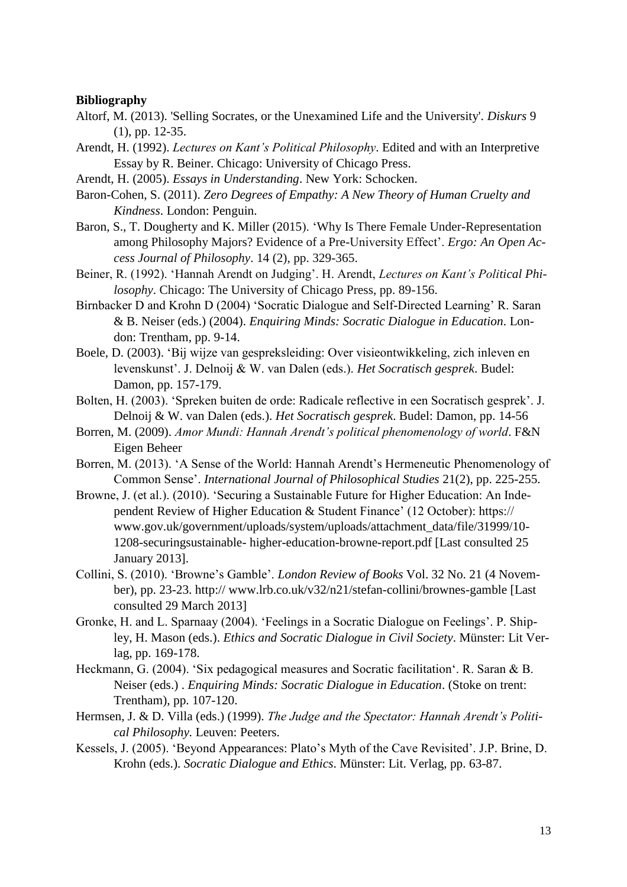**Bibliography**

Altorf, M. (2013). 'Selling Socrates, or the Unexamined Life and the University'. *Diskurs* 9 (1), pp. 12-35.

Arendt, H. (1992). *Lectures on Kant's Political Philosophy*. Edited and with an Interpretive Essay by R. Beiner. Chicago: University of Chicago Press.

Arendt, H. (2005). *Essays in Understanding*. New York: Schocken.

Baron-Cohen, S. (2011). *Zero Degrees of Empathy: A New Theory of Human Cruelty and Kindness*. London: Penguin.

Baron, S., T. Dougherty and K. Miller (2015). 'Why Is There Female Under-Representation among Philosophy Majors? Evidence of a Pre-University Effect'. *Ergo: An Open Access Journal of Philosophy*. 14 (2), pp. 329-365.

Beiner, R. (1992). 'Hannah Arendt on Judging'. H. Arendt, *Lectures on Kant's Political Philosophy*. Chicago: The University of Chicago Press, pp. 89-156.

Birnbacker D and Krohn D (2004) 'Socratic Dialogue and Self-Directed Learning' R. Saran & B. Neiser (eds.) (2004). *Enquiring Minds: Socratic Dialogue in Education*. London: Trentham, pp. 9-14.

Boele, D. (2003). 'Bij wijze van gespreksleiding: Over visieontwikkeling, zich inleven en levenskunst'. J. Delnoij & W. van Dalen (eds.). *Het Socratisch gesprek*. Budel: Damon, pp. 157-179.

Bolten, H. (2003). 'Spreken buiten de orde: Radicale reflective in een Socratisch gesprek'. J. Delnoij & W. van Dalen (eds.). *Het Socratisch gesprek*. Budel: Damon, pp. 14-56

Borren, M. (2009). *Amor Mundi: Hannah Arendt's political phenomenology of world*. F&N Eigen Beheer

Borren, M. (2013). 'A Sense of the World: Hannah Arendt's Hermeneutic Phenomenology of Common Sense'. *International Journal of Philosophical Studies* 21(2), pp. 225-255.

Browne, J. (et al.). (2010). 'Securing a Sustainable Future for Higher Education: An Independent Review of Higher Education & Student Finance' (12 October): https:// www.gov.uk/government/uploads/system/uploads/attachment_data/file/31999/10-1208-securingsustainable- higher-education-browne-report.pdf [Last consulted 25 January 2013].

Collini, S. (2010). 'Browne's Gamble'. *London Review of Books* Vol. 32 No. 21 (4 November), pp. 23-23. http:// www.lrb.co.uk/v32/n21/stefan-collini/brownes-gamble [Last consulted 29 March 2013]

Gronke, H. and L. Sparnaay (2004). 'Feelings in a Socratic Dialogue on Feelings'. P. Shipley, H. Mason (eds.). *Ethics and Socratic Dialogue in Civil Society*. Münster: Lit Verlag, pp. 169-178.

Heckmann, G. (2004). 'Six pedagogical measures and Socratic facilitation'. R. Saran & B. Neiser (eds.) . *Enquiring Minds: Socratic Dialogue in Education*. (Stoke on trent: Trentham), pp. 107-120.

Hermsen, J. & D. Villa (eds.) (1999). *The Judge and the Spectator: Hannah Arendt's Political Philosophy.* Leuven: Peeters.

Kessels, J. (2005). 'Beyond Appearances: Plato's Myth of the Cave Revisited'. J.P. Brine, D. Krohn (eds.). *Socratic Dialogue and Ethics*. Münster: Lit. Verlag, pp. 63-87.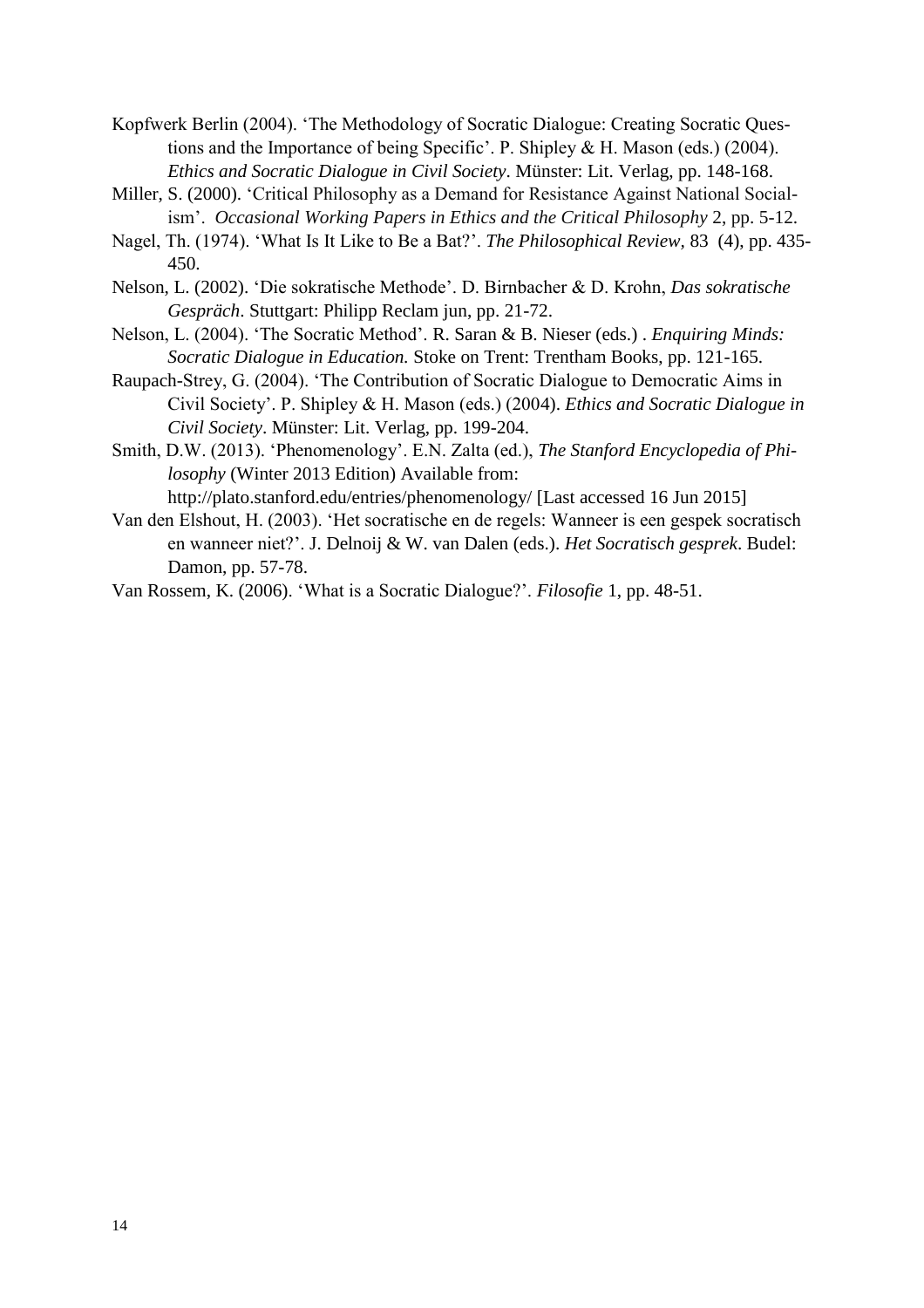Kopfwerk Berlin (2004). 'The Methodology of Socratic Dialogue: Creating Socratic Questions and the Importance of being Specific'. P. Shipley & H. Mason (eds.) (2004). *Ethics and Socratic Dialogue in Civil Society*. Münster: Lit. Verlag, pp. 148-168.

Miller, S. (2000). 'Critical Philosophy as a Demand for Resistance Against National Socialism'. *Occasional Working Papers in Ethics and the Critical Philosophy* 2, pp. 5-12.

Nagel, Th. (1974). 'What Is It Like to Be a Bat?'. *The Philosophical Review,* 83 (4), pp. 435-450.

Nelson, L. (2002). 'Die sokratische Methode'. D. Birnbacher & D. Krohn, *Das sokratische Gespräch*. Stuttgart: Philipp Reclam jun, pp. 21-72.

Nelson, L. (2004). 'The Socratic Method'. R. Saran & B. Nieser (eds.) . *Enquiring Minds: Socratic Dialogue in Education.* Stoke on Trent: Trentham Books, pp. 121-165.

Raupach-Strey, G. (2004). 'The Contribution of Socratic Dialogue to Democratic Aims in Civil Society'. P. Shipley & H. Mason (eds.) (2004). *Ethics and Socratic Dialogue in Civil Society*. Münster: Lit. Verlag, pp. 199-204.

Smith, D.W. (2013). 'Phenomenology'. E.N. Zalta (ed.), *The Stanford Encyclopedia of Philosophy* (Winter 2013 Edition) Available from: http://plato.stanford.edu/entries/phenomenology/ [Last accessed 16 Jun 2015]

Van den Elshout, H. (2003). 'Het socratische en de regels: Wanneer is een gespek socratisch en wanneer niet?'. J. Delnoij & W. van Dalen (eds.). *Het Socratisch gesprek*. Budel: Damon, pp. 57-78.

Van Rossem, K. (2006). 'What is a Socratic Dialogue?'. *Filosofie* 1, pp. 48-51.